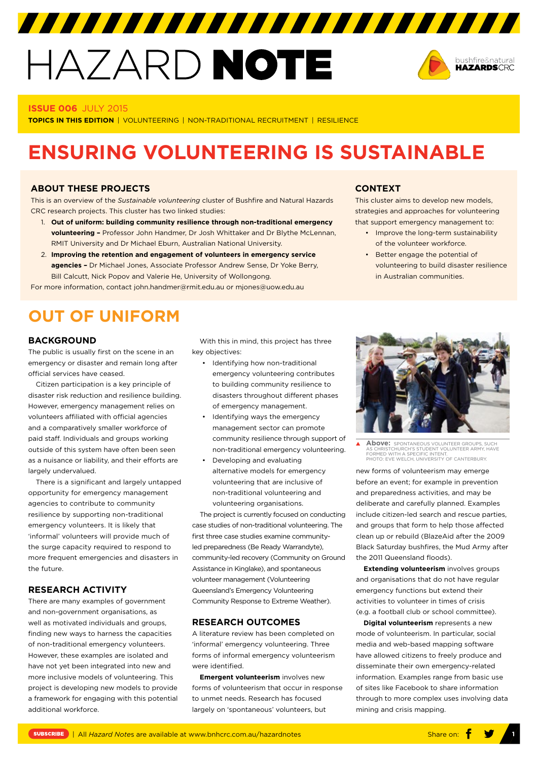# HAZARD NOTE

**ISSUE 006** JULY 2015

**TOPICS IN THIS EDITION** | VOLUNTEERING | NON-TRADITIONAL RECRUITMENT | RESILIENCE

# ENSURING VOLUNTEERING IS SUSTAINABLE

## ABOUT THESE PROJECTS

This is an overview of the *Sustainable volunteering* cluster of Bushfire and Natural Hazards CRC research projects. This cluster has two linked studies:

1. **Out of uniform: building community resilience through non-traditional emergency volunteering –** Professor John Handmer, Dr Josh Whittaker and Dr Blythe McLennan, RMIT University and Dr Michael Eburn, Australian National University.
2. **Improving the retention and engagement of volunteers in emergency service agencies –** Dr Michael Jones, Associate Professor Andrew Sense, Dr Yoke Berry, Bill Calcutt, Nick Popov and Valerie He, University of Wollongong.

For more information, contact john.handmer@rmit.edu.au or mjones@uow.edu.au

## CONTEXT

This cluster aims to develop new models, strategies and approaches for volunteering that support emergency management to:

- Improve the long-term sustainability of the volunteer workforce.
- Better engage the potential of volunteering to build disaster resilience in Australian communities.

# OUT OF UNIFORM

### BACKGROUND

The public is usually first on the scene in an emergency or disaster and remain long after official services have ceased.

Citizen participation is a key principle of disaster risk reduction and resilience building. However, emergency management relies on volunteers affiliated with official agencies and a comparatively smaller workforce of paid staff. Individuals and groups working outside of this system have often been seen as a nuisance or liability, and their efforts are largely undervalued.

There is a significant and largely untapped opportunity for emergency management agencies to contribute to community resilience by supporting non-traditional emergency volunteers. It is likely that 'informal' volunteers will provide much of the surge capacity required to respond to more frequent emergencies and disasters in the future.

### RESEARCH ACTIVITY

There are many examples of government and non-government organisations, as well as motivated individuals and groups, finding new ways to harness the capacities of non-traditional emergency volunteers. However, these examples are isolated and have not yet been integrated into new and more inclusive models of volunteering. This project is developing new models to provide a framework for engaging with this potential additional workforce.

With this in mind, this project has three key objectives:

- Identifying how non-traditional emergency volunteering contributes to building community resilience to disasters throughout different phases of emergency management.
- Identifying ways the emergency management sector can promote community resilience through support of non-traditional emergency volunteering.
- Developing and evaluating alternative models for emergency volunteering that are inclusive of non-traditional volunteering and volunteering organisations.

The project is currently focused on conducting case studies of non-traditional volunteering. The first three case studies examine community-led preparedness (Be Ready Warrandyte), community-led recovery (Community on Ground Assistance in Kinglake), and spontaneous volunteer management (Volunteering Queensland's Emergency Volunteering Community Response to Extreme Weather).

### RESEARCH OUTCOMES

A literature review has been completed on 'informal' emergency volunteering. Three forms of informal emergency volunteerism were identified.

**Emergent volunteerism** involves new forms of volunteerism that occur in response to unmet needs. Research has focused largely on 'spontaneous' volunteers, but

**Above:** SPONTANEOUS VOLUNTEER GROUPS, SUCH AS CHRISTCHURCH'S STUDENT VOLUNTEER ARMY, HAVE FORMED WITH A SPECIFIC INTENT. PHOTO: EVE WELCH, UNIVERSITY OF CANTERBURY.

new forms of volunteerism may emerge before an event; for example in prevention and preparedness activities, and may be deliberate and carefully planned. Examples include citizen-led search and rescue parties, and groups that form to help those affected clean up or rebuild (BlazeAid after the 2009 Black Saturday bushfires, the Mud Army after the 2011 Queensland floods).

**Extending volunteerism** involves groups and organisations that do not have regular emergency functions but extend their activities to volunteer in times of crisis (e.g. a football club or school committee).

**Digital volunteerism** represents a new mode of volunteerism. In particular, social media and web-based mapping software have allowed citizens to freely produce and disseminate their own emergency-related information. Examples range from basic use of sites like Facebook to share information through to more complex uses involving data mining and crisis mapping.

SUBSCRIBE | All *Hazard Notes* are available at www.bnhcrc.com.au/hazardnotes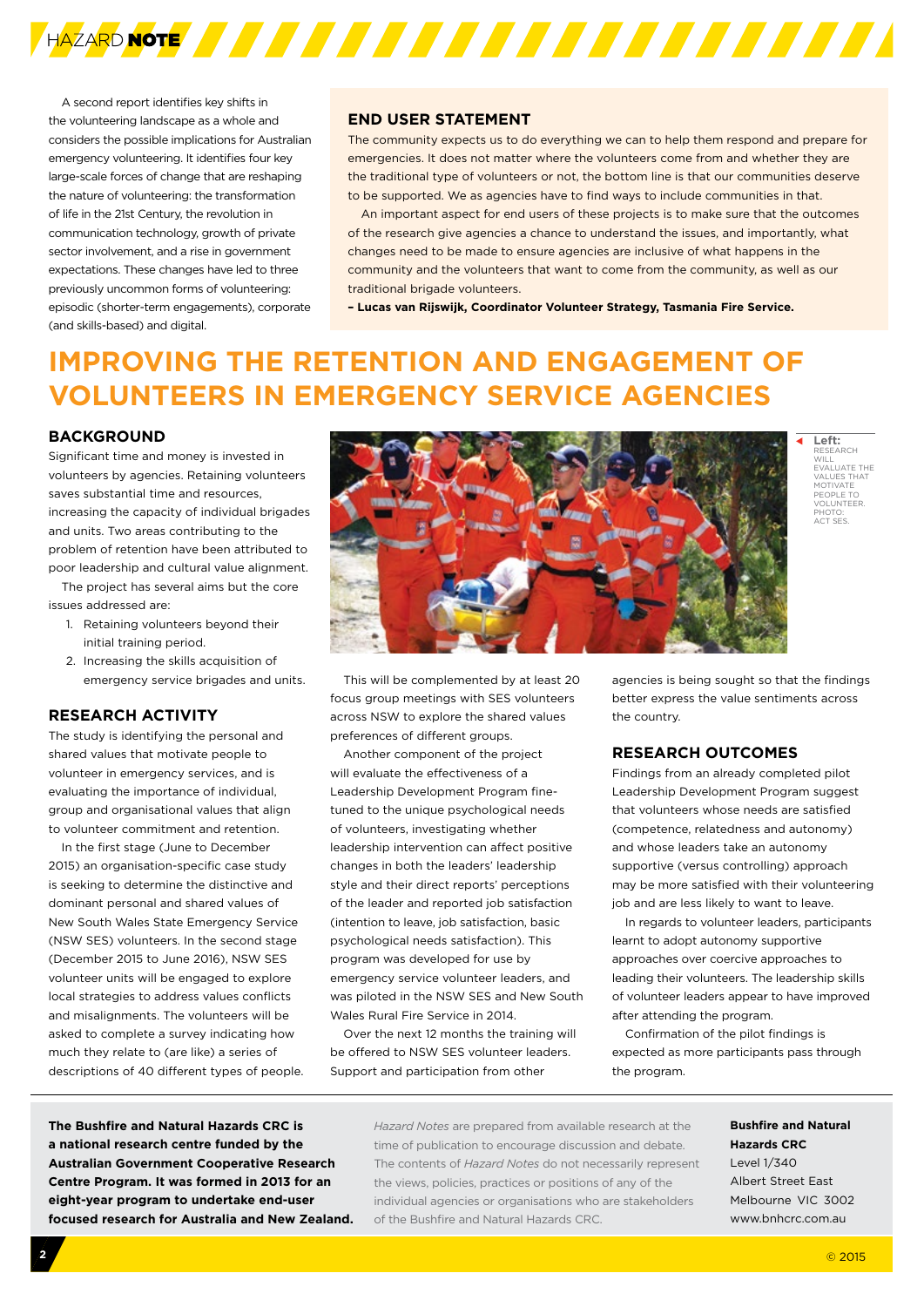A second report identifies key shifts in the volunteering landscape as a whole and considers the possible implications for Australian emergency volunteering. It identifies four key large-scale forces of change that are reshaping the nature of volunteering: the transformation of life in the 21st Century, the revolution in communication technology, growth of private sector involvement, and a rise in government expectations. These changes have led to three previously uncommon forms of volunteering: episodic (shorter-term engagements), corporate (and skills-based) and digital.

## END USER STATEMENT

The community expects us to do everything we can to help them respond and prepare for emergencies. It does not matter where the volunteers come from and whether they are the traditional type of volunteers or not, the bottom line is that our communities deserve to be supported. We as agencies have to find ways to include communities in that.

An important aspect for end users of these projects is to make sure that the outcomes of the research give agencies a chance to understand the issues, and importantly, what changes need to be made to ensure agencies are inclusive of what happens in the community and the volunteers that want to come from the community, as well as our traditional brigade volunteers.

**– Lucas van Rijswijk, Coordinator Volunteer Strategy, Tasmania Fire Service.**

# IMPROVING THE RETENTION AND ENGAGEMENT OF VOLUNTEERS IN EMERGENCY SERVICE AGENCIES

## BACKGROUND

Significant time and money is invested in volunteers by agencies. Retaining volunteers saves substantial time and resources, increasing the capacity of individual brigades and units. Two areas contributing to the problem of retention have been attributed to poor leadership and cultural value alignment.

The project has several aims but the core issues addressed are:

1. Retaining volunteers beyond their initial training period.
2. Increasing the skills acquisition of emergency service brigades and units.

## RESEARCH ACTIVITY

The study is identifying the personal and shared values that motivate people to volunteer in emergency services, and is evaluating the importance of individual, group and organisational values that align to volunteer commitment and retention.

In the first stage (June to December 2015) an organisation-specific case study is seeking to determine the distinctive and dominant personal and shared values of New South Wales State Emergency Service (NSW SES) volunteers. In the second stage (December 2015 to June 2016), NSW SES volunteer units will be engaged to explore local strategies to address values conflicts and misalignments. The volunteers will be asked to complete a survey indicating how much they relate to (are like) a series of descriptions of 40 different types of people.

**Left:** RESEARCH WILL EVALUATE THE VALUES THAT MOTIVATE PEOPLE TO VOLUNTEER. PHOTO: ACT SES.

This will be complemented by at least 20 focus group meetings with SES volunteers across NSW to explore the shared values preferences of different groups.

Another component of the project will evaluate the effectiveness of a Leadership Development Program fine-tuned to the unique psychological needs of volunteers, investigating whether leadership intervention can affect positive changes in both the leaders' leadership style and their direct reports' perceptions of the leader and reported job satisfaction (intention to leave, job satisfaction, basic psychological needs satisfaction). This program was developed for use by emergency service volunteer leaders, and was piloted in the NSW SES and New South Wales Rural Fire Service in 2014.

Over the next 12 months the training will be offered to NSW SES volunteer leaders. Support and participation from other agencies is being sought so that the findings better express the value sentiments across the country.

## RESEARCH OUTCOMES

Findings from an already completed pilot Leadership Development Program suggest that volunteers whose needs are satisfied (competence, relatedness and autonomy) and whose leaders take an autonomy supportive (versus controlling) approach may be more satisfied with their volunteering job and are less likely to want to leave.

In regards to volunteer leaders, participants learnt to adopt autonomy supportive approaches over coercive approaches to leading their volunteers. The leadership skills of volunteer leaders appear to have improved after attending the program.

Confirmation of the pilot findings is expected as more participants pass through the program.

---

**The Bushfire and Natural Hazards CRC is a national research centre funded by the Australian Government Cooperative Research Centre Program. It was formed in 2013 for an eight-year program to undertake end-user focused research for Australia and New Zealand.**

*Hazard Notes* are prepared from available research at the time of publication to encourage discussion and debate. The contents of *Hazard Notes* do not necessarily represent the views, policies, practices or positions of any of the individual agencies or organisations who are stakeholders of the Bushfire and Natural Hazards CRC.

**Bushfire and Natural Hazards CRC**
Level 1/340
Albert Street East
Melbourne VIC 3002
www.bnhcrc.com.au

© 2015